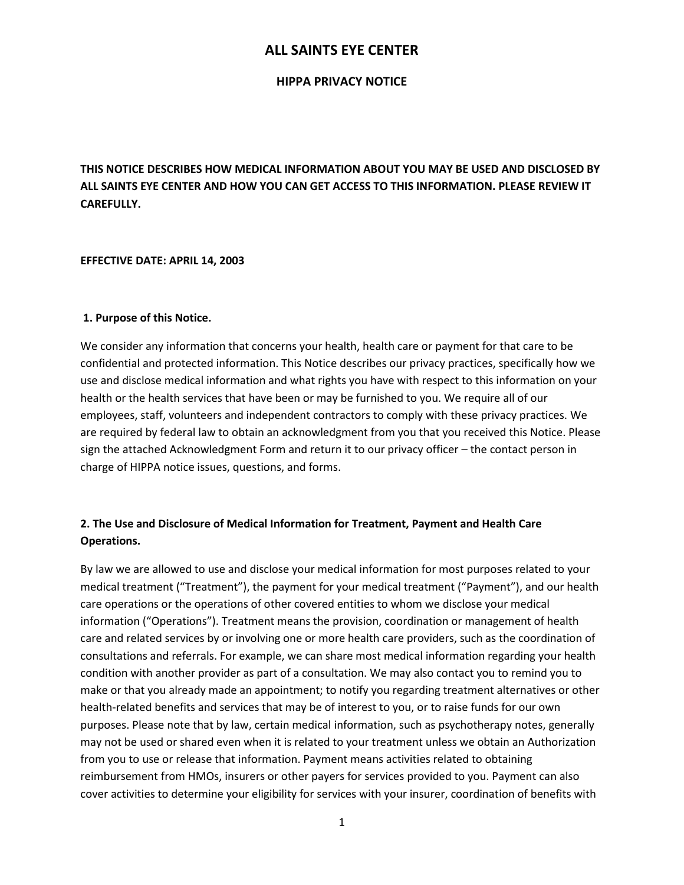# ALL SAINTS EYE CENTER

## HIPPA PRIVACY NOTICE

**THIS NOTICE DESCRIBES HOW MEDICAL INFORMATION ABOUT YOU MAY BE USED AND DISCLOSED BY ALL SAINTS EYE CENTER AND HOW YOU CAN GET ACCESS TO THIS INFORMATION. PLEASE REVIEW IT CAREFULLY.**

**EFFECTIVE DATE: APRIL 14, 2003**

### 1. Purpose of this Notice.

We consider any information that concerns your health, health care or payment for that care to be confidential and protected information. This Notice describes our privacy practices, specifically how we use and disclose medical information and what rights you have with respect to this information on your health or the health services that have been or may be furnished to you. We require all of our employees, staff, volunteers and independent contractors to comply with these privacy practices. We are required by federal law to obtain an acknowledgment from you that you received this Notice. Please sign the attached Acknowledgment Form and return it to our privacy officer – the contact person in charge of HIPPA notice issues, questions, and forms.

### 2. The Use and Disclosure of Medical Information for Treatment, Payment and Health Care Operations.

By law we are allowed to use and disclose your medical information for most purposes related to your medical treatment ("Treatment"), the payment for your medical treatment ("Payment"), and our health care operations or the operations of other covered entities to whom we disclose your medical information ("Operations"). Treatment means the provision, coordination or management of health care and related services by or involving one or more health care providers, such as the coordination of consultations and referrals. For example, we can share most medical information regarding your health condition with another provider as part of a consultation. We may also contact you to remind you to make or that you already made an appointment; to notify you regarding treatment alternatives or other health-related benefits and services that may be of interest to you, or to raise funds for our own purposes. Please note that by law, certain medical information, such as psychotherapy notes, generally may not be used or shared even when it is related to your treatment unless we obtain an Authorization from you to use or release that information. Payment means activities related to obtaining reimbursement from HMOs, insurers or other payers for services provided to you. Payment can also cover activities to determine your eligibility for services with your insurer, coordination of benefits with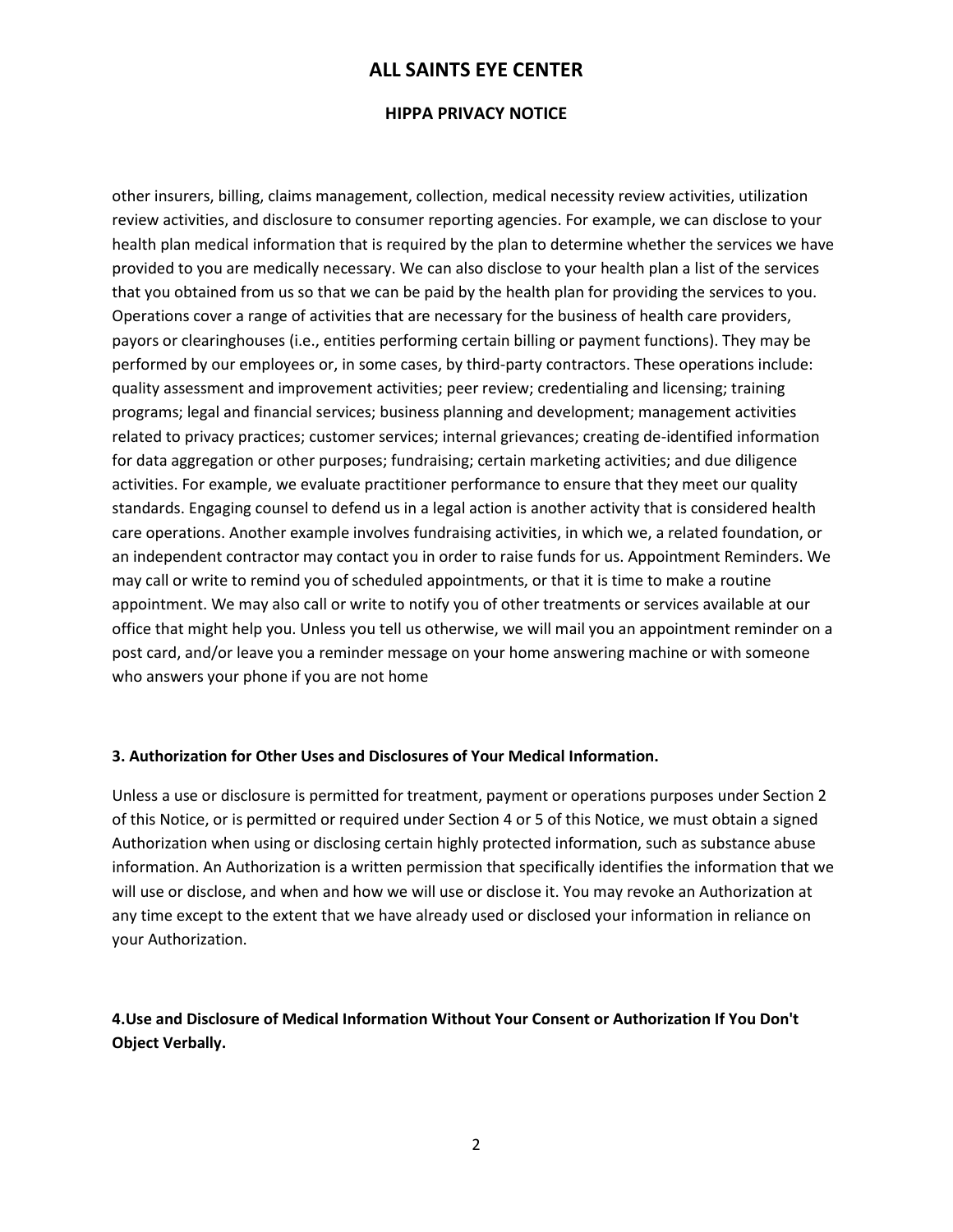other insurers, billing, claims management, collection, medical necessity review activities, utilization review activities, and disclosure to consumer reporting agencies. For example, we can disclose to your health plan medical information that is required by the plan to determine whether the services we have provided to you are medically necessary. We can also disclose to your health plan a list of the services that you obtained from us so that we can be paid by the health plan for providing the services to you. Operations cover a range of activities that are necessary for the business of health care providers, payors or clearinghouses (i.e., entities performing certain billing or payment functions). They may be performed by our employees or, in some cases, by third-party contractors. These operations include: quality assessment and improvement activities; peer review; credentialing and licensing; training programs; legal and financial services; business planning and development; management activities related to privacy practices; customer services; internal grievances; creating de-identified information for data aggregation or other purposes; fundraising; certain marketing activities; and due diligence activities. For example, we evaluate practitioner performance to ensure that they meet our quality standards. Engaging counsel to defend us in a legal action is another activity that is considered health care operations. Another example involves fundraising activities, in which we, a related foundation, or an independent contractor may contact you in order to raise funds for us. Appointment Reminders. We may call or write to remind you of scheduled appointments, or that it is time to make a routine appointment. We may also call or write to notify you of other treatments or services available at our office that might help you. Unless you tell us otherwise, we will mail you an appointment reminder on a post card, and/or leave you a reminder message on your home answering machine or with someone who answers your phone if you are not home

**3. Authorization for Other Uses and Disclosures of Your Medical Information.**

Unless a use or disclosure is permitted for treatment, payment or operations purposes under Section 2 of this Notice, or is permitted or required under Section 4 or 5 of this Notice, we must obtain a signed Authorization when using or disclosing certain highly protected information, such as substance abuse information. An Authorization is a written permission that specifically identifies the information that we will use or disclose, and when and how we will use or disclose it. You may revoke an Authorization at any time except to the extent that we have already used or disclosed your information in reliance on your Authorization.

**4.Use and Disclosure of Medical Information Without Your Consent or Authorization If You Don't Object Verbally.**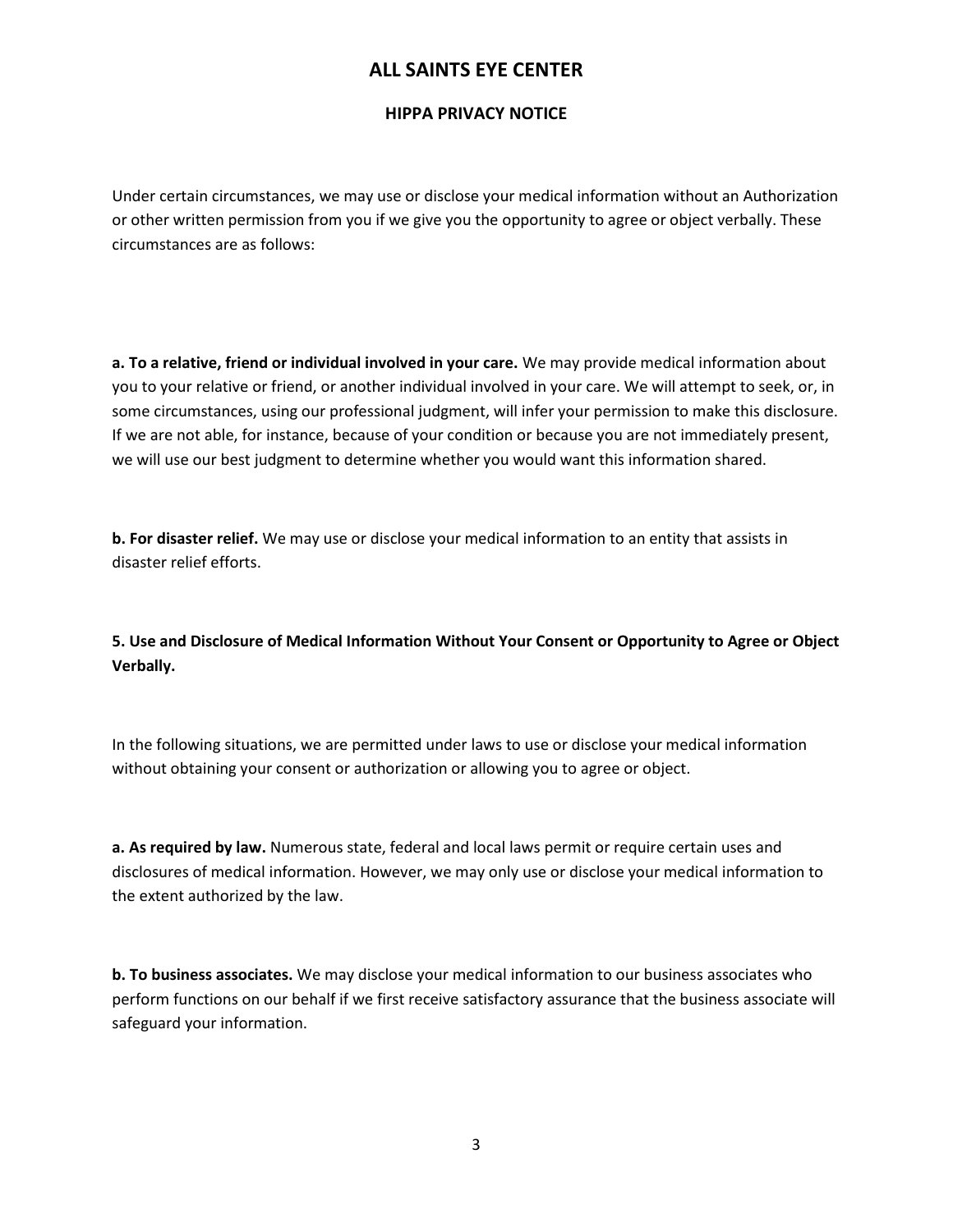# ALL SAINTS EYE CENTER

## HIPPA PRIVACY NOTICE

Under certain circumstances, we may use or disclose your medical information without an Authorization or other written permission from you if we give you the opportunity to agree or object verbally. These circumstances are as follows:

**a. To a relative, friend or individual involved in your care.** We may provide medical information about you to your relative or friend, or another individual involved in your care. We will attempt to seek, or, in some circumstances, using our professional judgment, will infer your permission to make this disclosure. If we are not able, for instance, because of your condition or because you are not immediately present, we will use our best judgment to determine whether you would want this information shared.

**b. For disaster relief.** We may use or disclose your medical information to an entity that assists in disaster relief efforts.

**5. Use and Disclosure of Medical Information Without Your Consent or Opportunity to Agree or Object Verbally.**

In the following situations, we are permitted under laws to use or disclose your medical information without obtaining your consent or authorization or allowing you to agree or object.

**a. As required by law.** Numerous state, federal and local laws permit or require certain uses and disclosures of medical information. However, we may only use or disclose your medical information to the extent authorized by the law.

**b. To business associates.** We may disclose your medical information to our business associates who perform functions on our behalf if we first receive satisfactory assurance that the business associate will safeguard your information.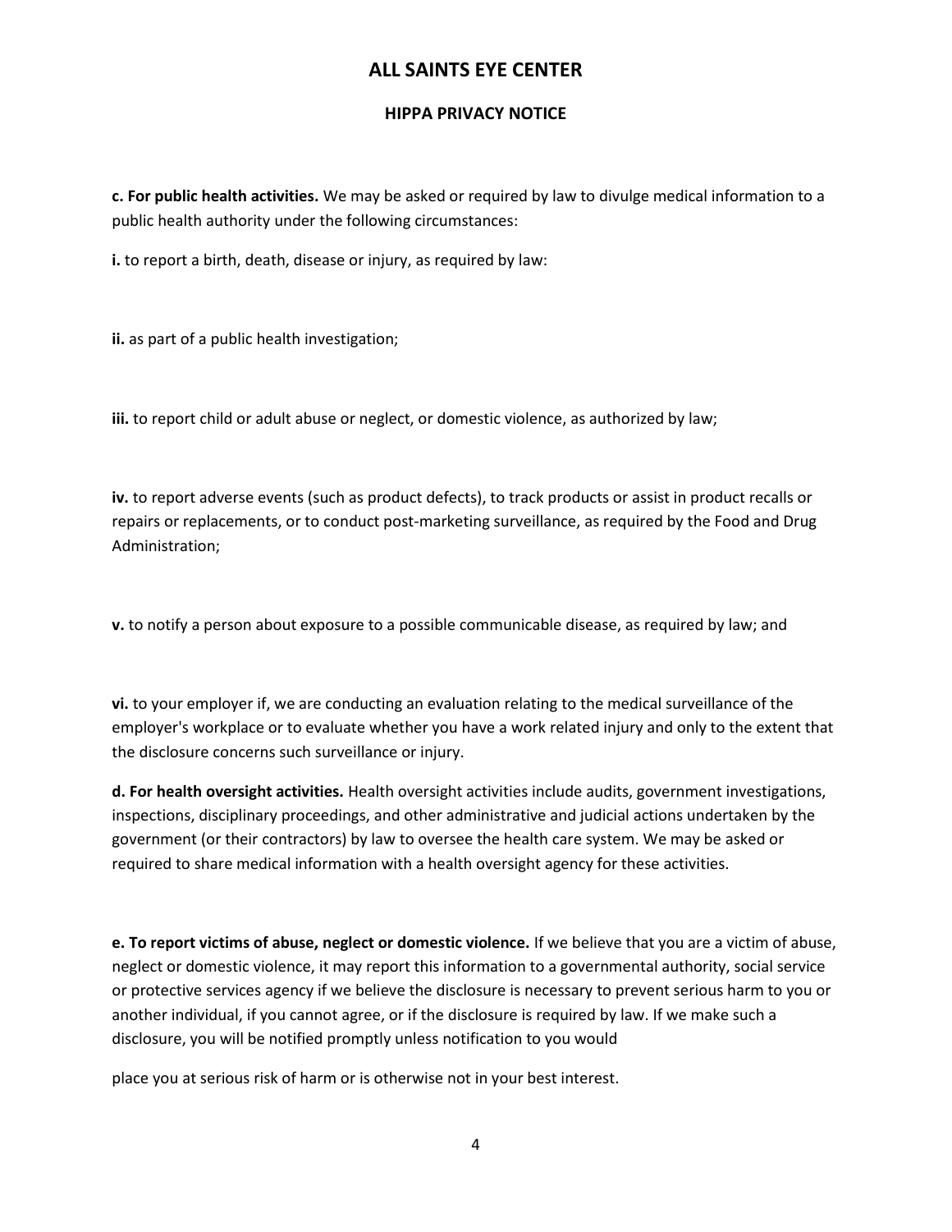**c. For public health activities.** We may be asked or required by law to divulge medical information to a public health authority under the following circumstances:

**i.** to report a birth, death, disease or injury, as required by law:

**ii.** as part of a public health investigation;

**iii.** to report child or adult abuse or neglect, or domestic violence, as authorized by law;

**iv.** to report adverse events (such as product defects), to track products or assist in product recalls or repairs or replacements, or to conduct post-marketing surveillance, as required by the Food and Drug Administration;

**v.** to notify a person about exposure to a possible communicable disease, as required by law; and

**vi.** to your employer if, we are conducting an evaluation relating to the medical surveillance of the employer's workplace or to evaluate whether you have a work related injury and only to the extent that the disclosure concerns such surveillance or injury.

**d. For health oversight activities.** Health oversight activities include audits, government investigations, inspections, disciplinary proceedings, and other administrative and judicial actions undertaken by the government (or their contractors) by law to oversee the health care system. We may be asked or required to share medical information with a health oversight agency for these activities.

**e. To report victims of abuse, neglect or domestic violence.** If we believe that you are a victim of abuse, neglect or domestic violence, it may report this information to a governmental authority, social service or protective services agency if we believe the disclosure is necessary to prevent serious harm to you or another individual, if you cannot agree, or if the disclosure is required by law. If we make such a disclosure, you will be notified promptly unless notification to you would

place you at serious risk of harm or is otherwise not in your best interest.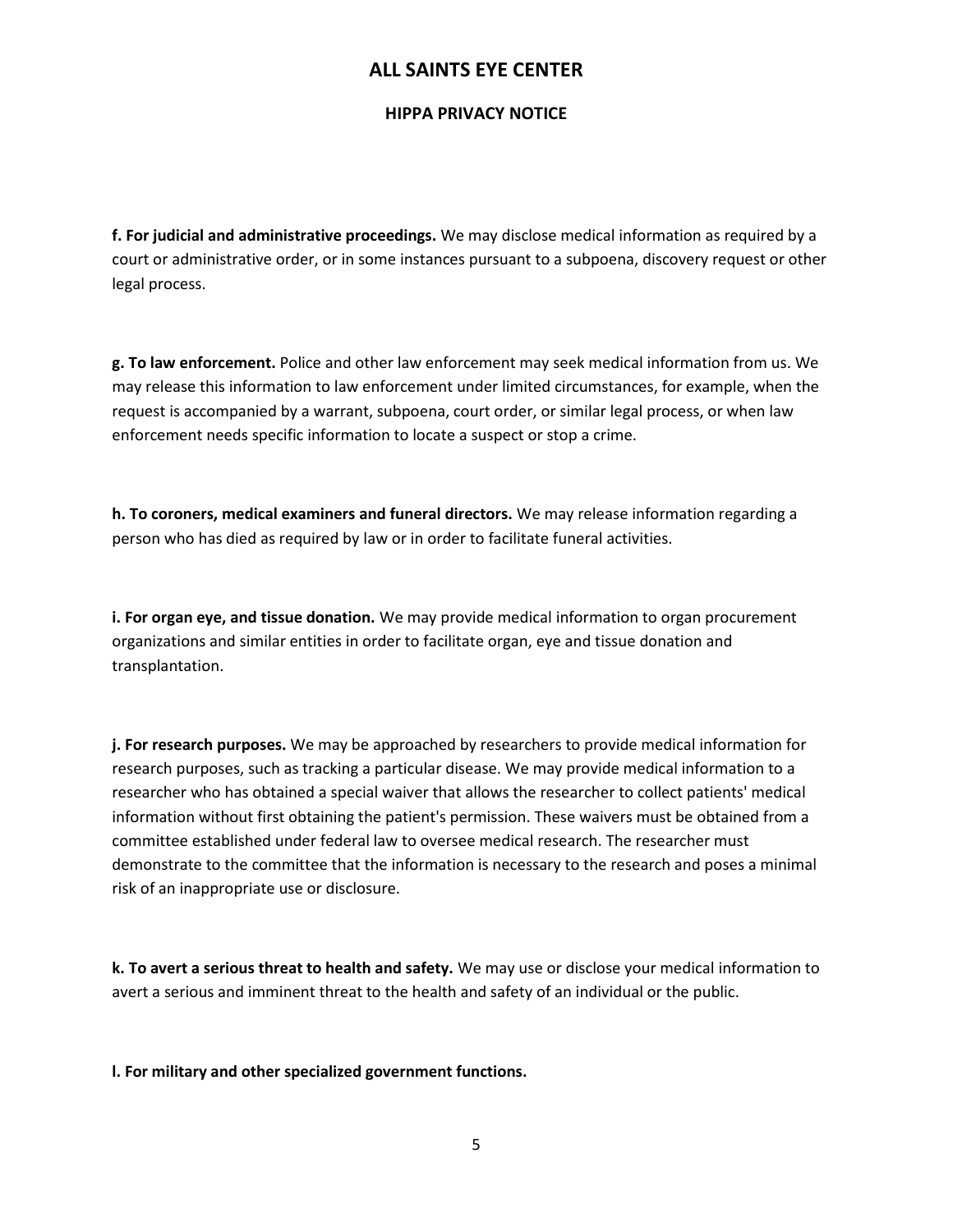**f. For judicial and administrative proceedings.** We may disclose medical information as required by a court or administrative order, or in some instances pursuant to a subpoena, discovery request or other legal process.

**g. To law enforcement.** Police and other law enforcement may seek medical information from us. We may release this information to law enforcement under limited circumstances, for example, when the request is accompanied by a warrant, subpoena, court order, or similar legal process, or when law enforcement needs specific information to locate a suspect or stop a crime.

**h. To coroners, medical examiners and funeral directors.** We may release information regarding a person who has died as required by law or in order to facilitate funeral activities.

**i. For organ eye, and tissue donation.** We may provide medical information to organ procurement organizations and similar entities in order to facilitate organ, eye and tissue donation and transplantation.

**j. For research purposes.** We may be approached by researchers to provide medical information for research purposes, such as tracking a particular disease. We may provide medical information to a researcher who has obtained a special waiver that allows the researcher to collect patients' medical information without first obtaining the patient's permission. These waivers must be obtained from a committee established under federal law to oversee medical research. The researcher must demonstrate to the committee that the information is necessary to the research and poses a minimal risk of an inappropriate use or disclosure.

**k. To avert a serious threat to health and safety.** We may use or disclose your medical information to avert a serious and imminent threat to the health and safety of an individual or the public.

**l. For military and other specialized government functions.**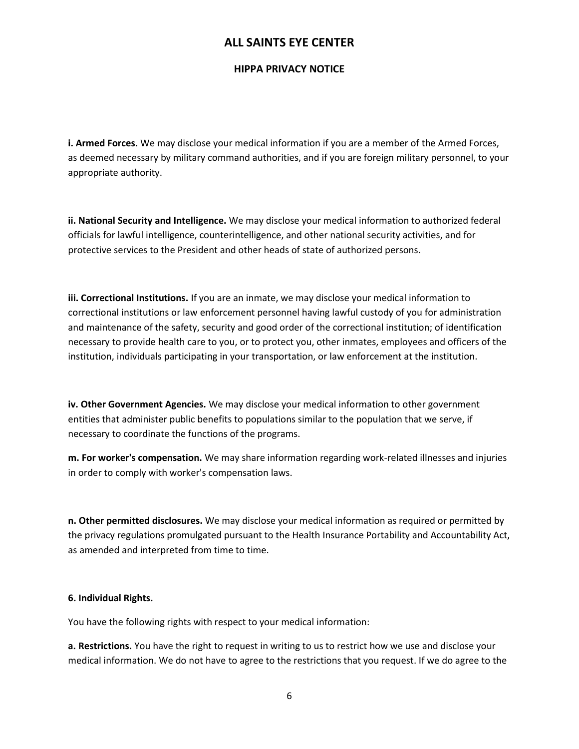**i. Armed Forces.** We may disclose your medical information if you are a member of the Armed Forces, as deemed necessary by military command authorities, and if you are foreign military personnel, to your appropriate authority.

**ii. National Security and Intelligence.** We may disclose your medical information to authorized federal officials for lawful intelligence, counterintelligence, and other national security activities, and for protective services to the President and other heads of state of authorized persons.

**iii. Correctional Institutions.** If you are an inmate, we may disclose your medical information to correctional institutions or law enforcement personnel having lawful custody of you for administration and maintenance of the safety, security and good order of the correctional institution; of identification necessary to provide health care to you, or to protect you, other inmates, employees and officers of the institution, individuals participating in your transportation, or law enforcement at the institution.

**iv. Other Government Agencies.** We may disclose your medical information to other government entities that administer public benefits to populations similar to the population that we serve, if necessary to coordinate the functions of the programs.

**m. For worker's compensation.** We may share information regarding work-related illnesses and injuries in order to comply with worker's compensation laws.

**n. Other permitted disclosures.** We may disclose your medical information as required or permitted by the privacy regulations promulgated pursuant to the Health Insurance Portability and Accountability Act, as amended and interpreted from time to time.

**6. Individual Rights.**

You have the following rights with respect to your medical information:

**a. Restrictions.** You have the right to request in writing to us to restrict how we use and disclose your medical information. We do not have to agree to the restrictions that you request. If we do agree to the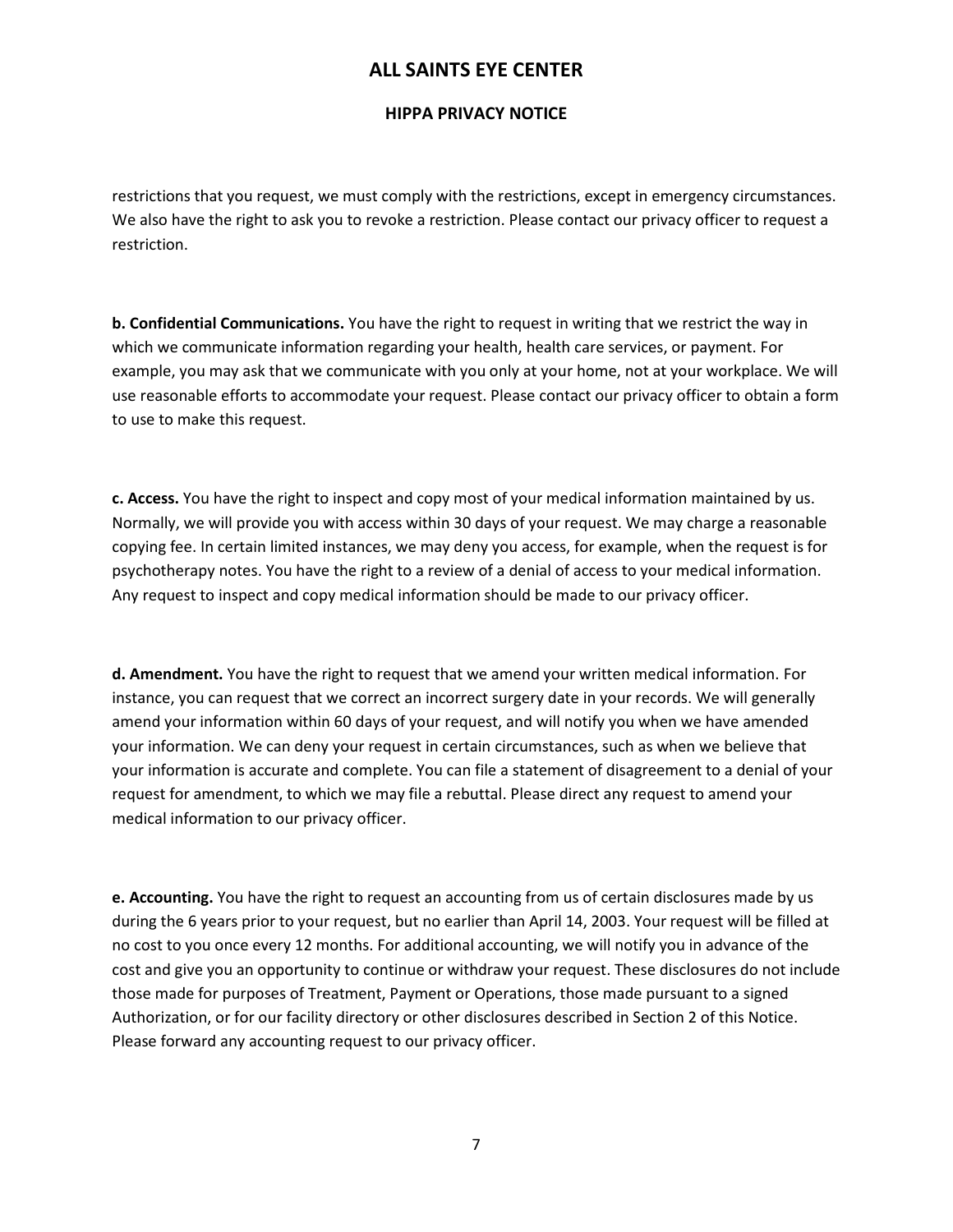restrictions that you request, we must comply with the restrictions, except in emergency circumstances. We also have the right to ask you to revoke a restriction. Please contact our privacy officer to request a restriction.

**b. Confidential Communications.** You have the right to request in writing that we restrict the way in which we communicate information regarding your health, health care services, or payment. For example, you may ask that we communicate with you only at your home, not at your workplace. We will use reasonable efforts to accommodate your request. Please contact our privacy officer to obtain a form to use to make this request.

**c. Access.** You have the right to inspect and copy most of your medical information maintained by us. Normally, we will provide you with access within 30 days of your request. We may charge a reasonable copying fee. In certain limited instances, we may deny you access, for example, when the request is for psychotherapy notes. You have the right to a review of a denial of access to your medical information. Any request to inspect and copy medical information should be made to our privacy officer.

**d. Amendment.** You have the right to request that we amend your written medical information. For instance, you can request that we correct an incorrect surgery date in your records. We will generally amend your information within 60 days of your request, and will notify you when we have amended your information. We can deny your request in certain circumstances, such as when we believe that your information is accurate and complete. You can file a statement of disagreement to a denial of your request for amendment, to which we may file a rebuttal. Please direct any request to amend your medical information to our privacy officer.

**e. Accounting.** You have the right to request an accounting from us of certain disclosures made by us during the 6 years prior to your request, but no earlier than April 14, 2003. Your request will be filled at no cost to you once every 12 months. For additional accounting, we will notify you in advance of the cost and give you an opportunity to continue or withdraw your request. These disclosures do not include those made for purposes of Treatment, Payment or Operations, those made pursuant to a signed Authorization, or for our facility directory or other disclosures described in Section 2 of this Notice. Please forward any accounting request to our privacy officer.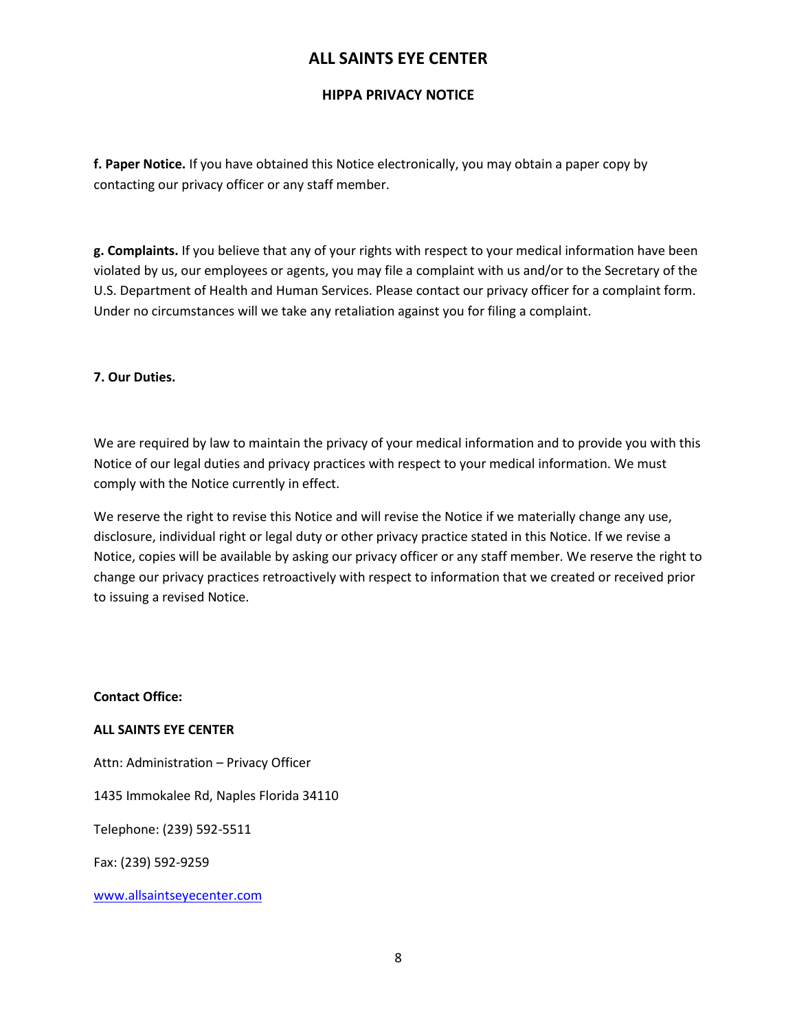**f. Paper Notice.** If you have obtained this Notice electronically, you may obtain a paper copy by contacting our privacy officer or any staff member.

**g. Complaints.** If you believe that any of your rights with respect to your medical information have been violated by us, our employees or agents, you may file a complaint with us and/or to the Secretary of the U.S. Department of Health and Human Services. Please contact our privacy officer for a complaint form. Under no circumstances will we take any retaliation against you for filing a complaint.

**7. Our Duties.**

We are required by law to maintain the privacy of your medical information and to provide you with this Notice of our legal duties and privacy practices with respect to your medical information. We must comply with the Notice currently in effect.

We reserve the right to revise this Notice and will revise the Notice if we materially change any use, disclosure, individual right or legal duty or other privacy practice stated in this Notice. If we revise a Notice, copies will be available by asking our privacy officer or any staff member. We reserve the right to change our privacy practices retroactively with respect to information that we created or received prior to issuing a revised Notice.

**Contact Office:**

**ALL SAINTS EYE CENTER**

Attn: Administration – Privacy Officer

1435 Immokalee Rd, Naples Florida 34110

Telephone: (239) 592-5511

Fax: (239) 592-9259

[www.allsaintseyecenter.com](http://www.allsaintseyecenter.com)